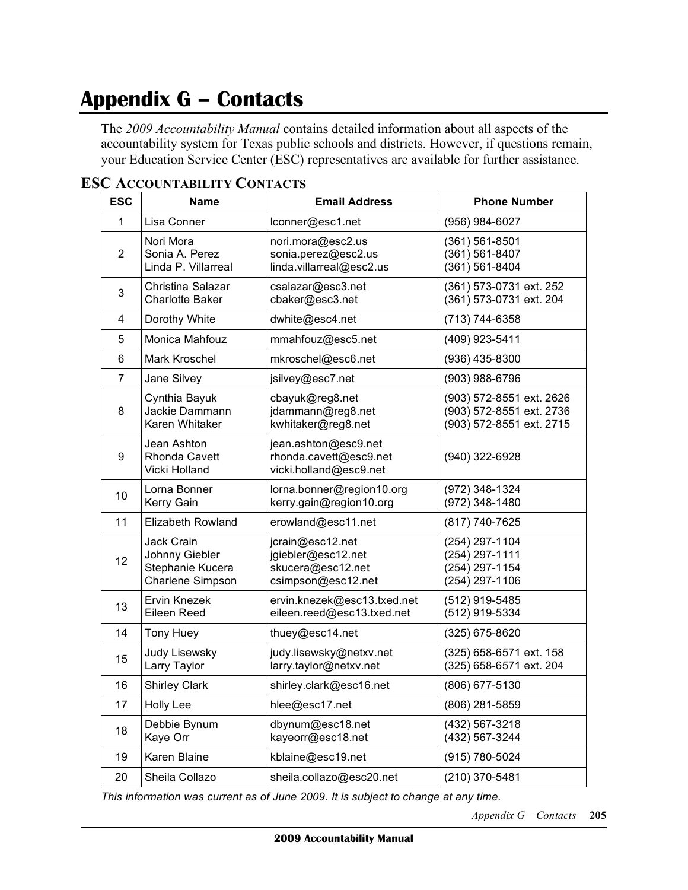# Appendix G – Contacts

The *2009 Accountability Manual* contains detailed information about all aspects of the accountability system for Texas public schools and districts. However, if questions remain, your Education Service Center (ESC) representatives are available for further assistance.

## ESC Accountability Contacts

| ESC | Name | Email Address | Phone Number |
|---|---|---|---|
| 1 | Lisa Conner | lconner@esc1.net | (956) 984-6027 |
| 2 | Nori Mora<br>Sonia A. Perez<br>Linda P. Villarreal | nori.mora@esc2.us<br>sonia.perez@esc2.us<br>linda.villarreal@esc2.us | (361) 561-8501<br>(361) 561-8407<br>(361) 561-8404 |
| 3 | Christina Salazar<br>Charlotte Baker | csalazar@esc3.net<br>cbaker@esc3.net | (361) 573-0731 ext. 252<br>(361) 573-0731 ext. 204 |
| 4 | Dorothy White | dwhite@esc4.net | (713) 744-6358 |
| 5 | Monica Mahfouz | mmahfouz@esc5.net | (409) 923-5411 |
| 6 | Mark Kroschel | mkroschel@esc6.net | (936) 435-8300 |
| 7 | Jane Silvey | jsilvey@esc7.net | (903) 988-6796 |
| 8 | Cynthia Bayuk<br>Jackie Dammann<br>Karen Whitaker | cbayuk@reg8.net<br>jdammann@reg8.net<br>kwhitaker@reg8.net | (903) 572-8551 ext. 2626<br>(903) 572-8551 ext. 2736<br>(903) 572-8551 ext. 2715 |
| 9 | Jean Ashton<br>Rhonda Cavett<br>Vicki Holland | jean.ashton@esc9.net<br>rhonda.cavett@esc9.net<br>vicki.holland@esc9.net | (940) 322-6928 |
| 10 | Lorna Bonner<br>Kerry Gain | lorna.bonner@region10.org<br>kerry.gain@region10.org | (972) 348-1324<br>(972) 348-1480 |
| 11 | Elizabeth Rowland | erowland@esc11.net | (817) 740-7625 |
| 12 | Jack Crain<br>Johnny Giebler<br>Stephanie Kucera<br>Charlene Simpson | jcrain@esc12.net<br>jgiebler@esc12.net<br>skucera@esc12.net<br>csimpson@esc12.net | (254) 297-1104<br>(254) 297-1111<br>(254) 297-1154<br>(254) 297-1106 |
| 13 | Ervin Knezek<br>Eileen Reed | ervin.knezek@esc13.txed.net<br>eileen.reed@esc13.txed.net | (512) 919-5485<br>(512) 919-5334 |
| 14 | Tony Huey | thuey@esc14.net | (325) 675-8620 |
| 15 | Judy Lisewsky<br>Larry Taylor | judy.lisewsky@netxv.net<br>larry.taylor@netxv.net | (325) 658-6571 ext. 158<br>(325) 658-6571 ext. 204 |
| 16 | Shirley Clark | shirley.clark@esc16.net | (806) 677-5130 |
| 17 | Holly Lee | hlee@esc17.net | (806) 281-5859 |
| 18 | Debbie Bynum<br>Kaye Orr | dbynum@esc18.net<br>kayeorr@esc18.net | (432) 567-3218<br>(432) 567-3244 |
| 19 | Karen Blaine | kblaine@esc19.net | (915) 780-5024 |
| 20 | Sheila Collazo | sheila.collazo@esc20.net | (210) 370-5481 |

*This information was current as of June 2009. It is subject to change at any time.*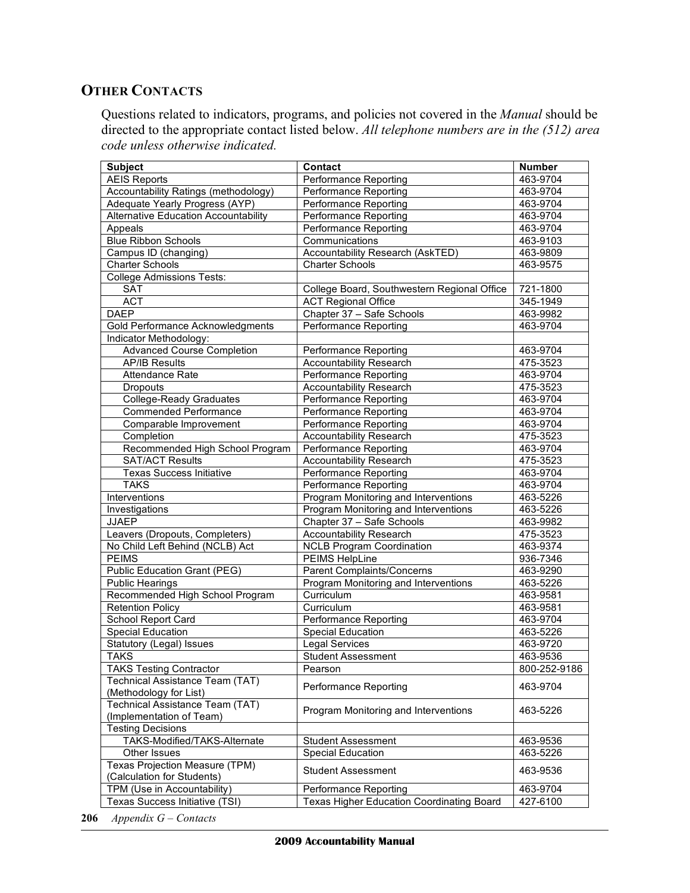## OTHER CONTACTS

Questions related to indicators, programs, and policies not covered in the *Manual* should be directed to the appropriate contact listed below. *All telephone numbers are in the (512) area code unless otherwise indicated.*

| Subject | Contact | Number |
|---|---|---|
| AEIS Reports | Performance Reporting | 463-9704 |
| Accountability Ratings (methodology) | Performance Reporting | 463-9704 |
| Adequate Yearly Progress (AYP) | Performance Reporting | 463-9704 |
| Alternative Education Accountability | Performance Reporting | 463-9704 |
| Appeals | Performance Reporting | 463-9704 |
| Blue Ribbon Schools | Communications | 463-9103 |
| Campus ID (changing) | Accountability Research (AskTED) | 463-9809 |
| Charter Schools | Charter Schools | 463-9575 |
| College Admissions Tests: | | |
| SAT | College Board, Southwestern Regional Office | 721-1800 |
| ACT | ACT Regional Office | 345-1949 |
| DAEP | Chapter 37 – Safe Schools | 463-9982 |
| Gold Performance Acknowledgments | Performance Reporting | 463-9704 |
| Indicator Methodology: | | |
| Advanced Course Completion | Performance Reporting | 463-9704 |
| AP/IB Results | Accountability Research | 475-3523 |
| Attendance Rate | Performance Reporting | 463-9704 |
| Dropouts | Accountability Research | 475-3523 |
| College-Ready Graduates | Performance Reporting | 463-9704 |
| Commended Performance | Performance Reporting | 463-9704 |
| Comparable Improvement | Performance Reporting | 463-9704 |
| Completion | Accountability Research | 475-3523 |
| Recommended High School Program | Performance Reporting | 463-9704 |
| SAT/ACT Results | Accountability Research | 475-3523 |
| Texas Success Initiative | Performance Reporting | 463-9704 |
| TAKS | Performance Reporting | 463-9704 |
| Interventions | Program Monitoring and Interventions | 463-5226 |
| Investigations | Program Monitoring and Interventions | 463-5226 |
| JJAEP | Chapter 37 – Safe Schools | 463-9982 |
| Leavers (Dropouts, Completers) | Accountability Research | 475-3523 |
| No Child Left Behind (NCLB) Act | NCLB Program Coordination | 463-9374 |
| PEIMS | PEIMS HelpLine | 936-7346 |
| Public Education Grant (PEG) | Parent Complaints/Concerns | 463-9290 |
| Public Hearings | Program Monitoring and Interventions | 463-5226 |
| Recommended High School Program | Curriculum | 463-9581 |
| Retention Policy | Curriculum | 463-9581 |
| School Report Card | Performance Reporting | 463-9704 |
| Special Education | Special Education | 463-5226 |
| Statutory (Legal) Issues | Legal Services | 463-9720 |
| TAKS | Student Assessment | 463-9536 |
| TAKS Testing Contractor | Pearson | 800-252-9186 |
| Technical Assistance Team (TAT) (Methodology for List) | Performance Reporting | 463-9704 |
| Technical Assistance Team (TAT) (Implementation of Team) | Program Monitoring and Interventions | 463-5226 |
| Testing Decisions | | |
| TAKS-Modified/TAKS-Alternate | Student Assessment | 463-9536 |
| Other Issues | Special Education | 463-5226 |
| Texas Projection Measure (TPM) (Calculation for Students) | Student Assessment | 463-9536 |
| TPM (Use in Accountability) | Performance Reporting | 463-9704 |
| Texas Success Initiative (TSI) | Texas Higher Education Coordinating Board | 427-6100 |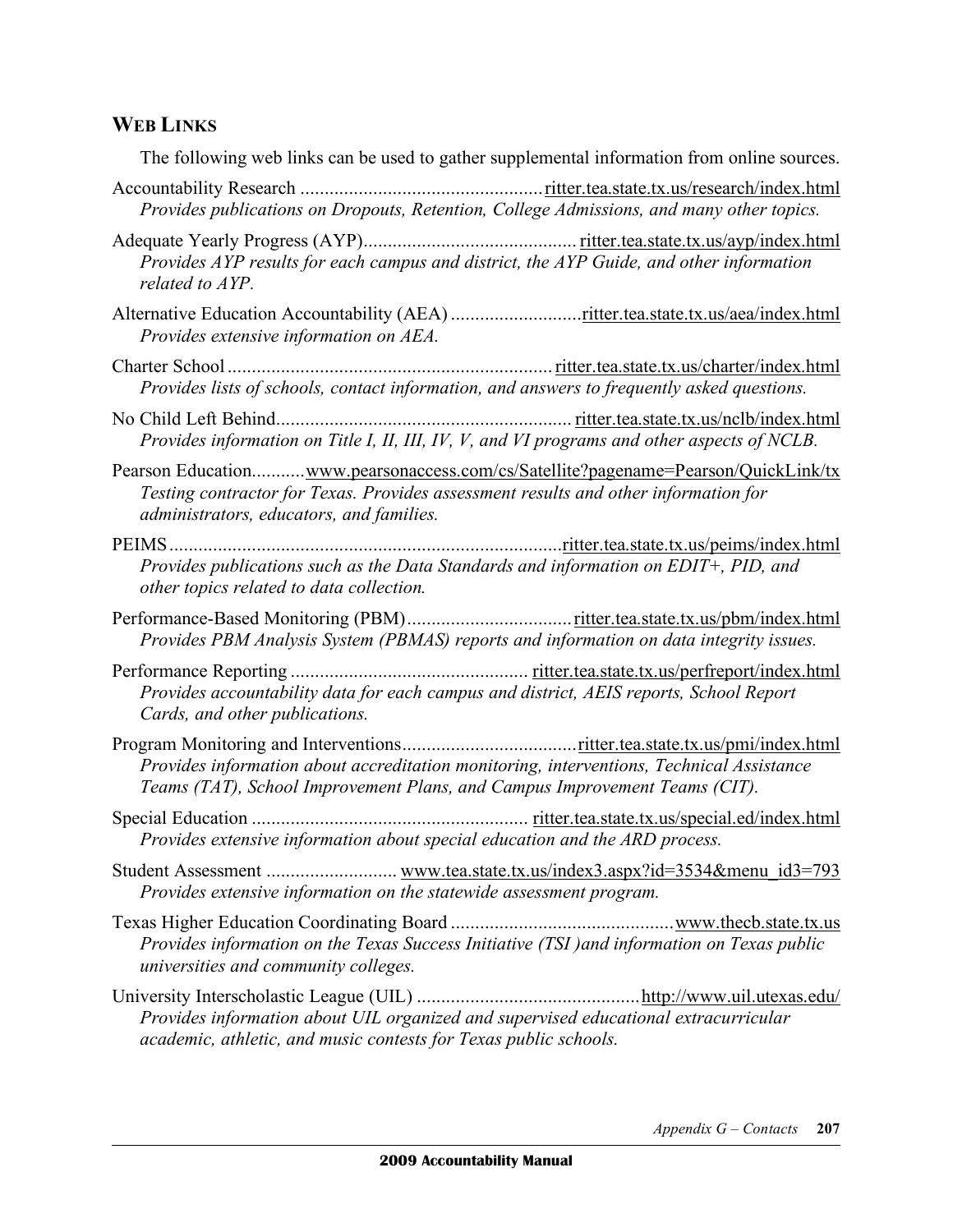## WEB LINKS

The following web links can be used to gather supplemental information from online sources.

Accountability Research .................................................. ritter.tea.state.tx.us/research/index.html
*Provides publications on Dropouts, Retention, College Admissions, and many other topics.*

Adequate Yearly Progress (AYP)............................................ ritter.tea.state.tx.us/ayp/index.html
*Provides AYP results for each campus and district, the AYP Guide, and other information related to AYP.*

Alternative Education Accountability (AEA) ...........................ritter.tea.state.tx.us/aea/index.html
*Provides extensive information on AEA.*

Charter School .................................................................. ritter.tea.state.tx.us/charter/index.html
*Provides lists of schools, contact information, and answers to frequently asked questions.*

No Child Left Behind............................................................ ritter.tea.state.tx.us/nclb/index.html
*Provides information on Title I, II, III, IV, V, and VI programs and other aspects of NCLB.*

Pearson Education...........www.pearsonaccess.com/cs/Satellite?pagename=Pearson/QuickLink/tx
*Testing contractor for Texas. Provides assessment results and other information for administrators, educators, and families.*

PEIMS ................................................................................ritter.tea.state.tx.us/peims/index.html
*Provides publications such as the Data Standards and information on EDIT+, PID, and other topics related to data collection.*

Performance-Based Monitoring (PBM).................................. ritter.tea.state.tx.us/pbm/index.html
*Provides PBM Analysis System (PBMAS) reports and information on data integrity issues.*

Performance Reporting ................................................. ritter.tea.state.tx.us/perfreport/index.html
*Provides accountability data for each campus and district, AEIS reports, School Report Cards, and other publications.*

Program Monitoring and Interventions....................................ritter.tea.state.tx.us/pmi/index.html
*Provides information about accreditation monitoring, interventions, Technical Assistance Teams (TAT), School Improvement Plans, and Campus Improvement Teams (CIT).*

Special Education ........................................................ ritter.tea.state.tx.us/special.ed/index.html
*Provides extensive information about special education and the ARD process.*

Student Assessment ........................... www.tea.state.tx.us/index3.aspx?id=3534&menu_id3=793
*Provides extensive information on the statewide assessment program.*

Texas Higher Education Coordinating Board .............................................www.thecb.state.tx.us
*Provides information on the Texas Success Initiative (TSI )and information on Texas public universities and community colleges.*

University Interscholastic League (UIL) .............................................http://www.uil.utexas.edu/
*Provides information about UIL organized and supervised educational extracurricular academic, athletic, and music contests for Texas public schools.*